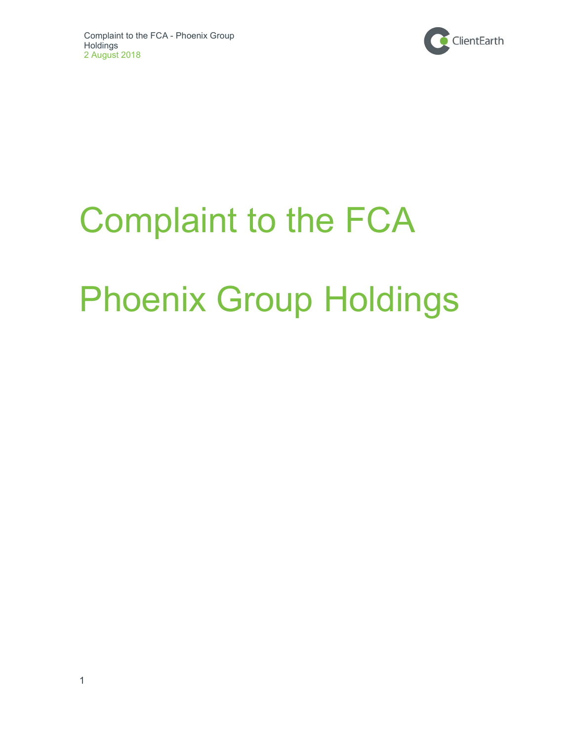# Complaint to the FCA

# Phoenix Group Holdings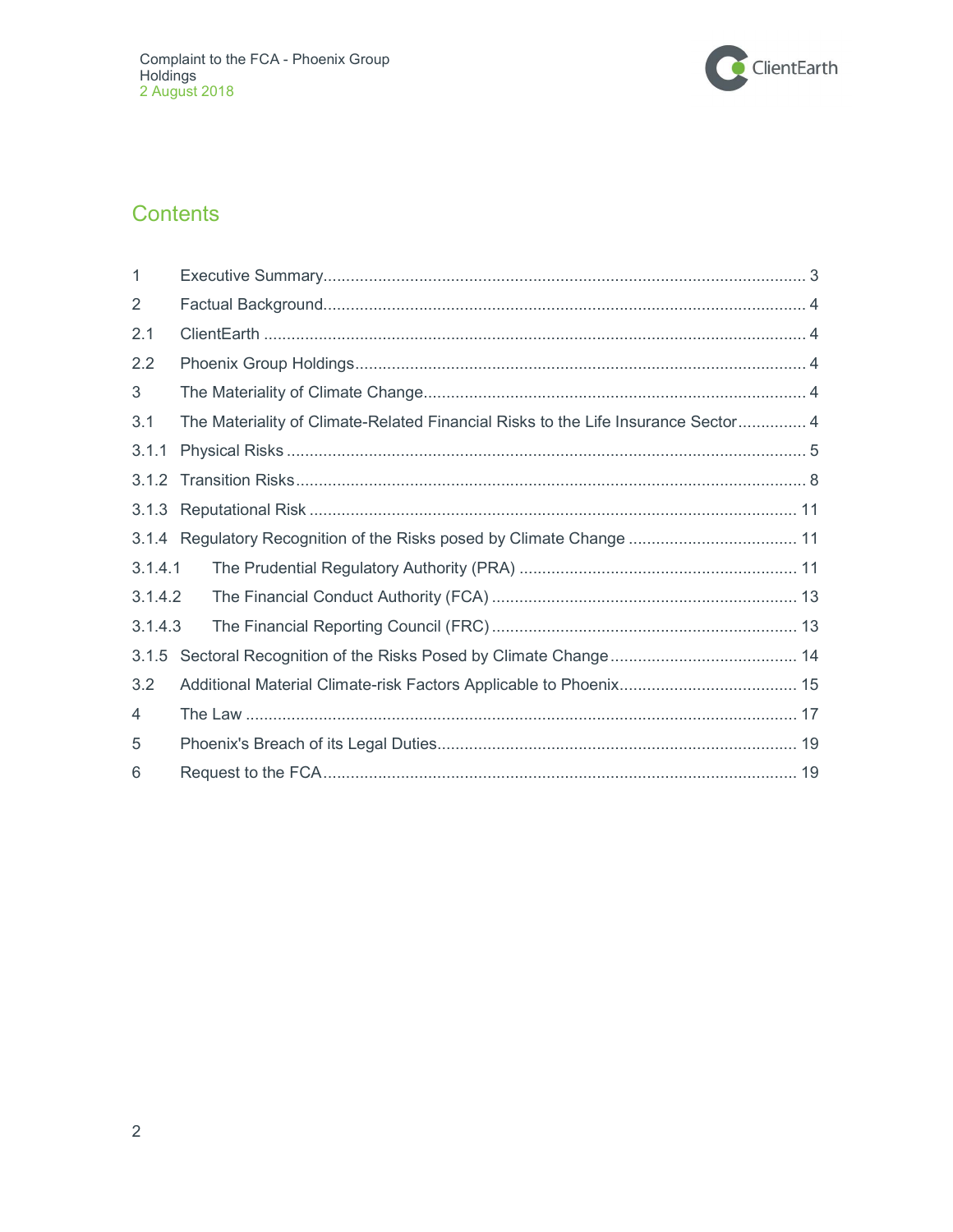## Contents

| | | |
|---|---|---|
| 1 | Executive Summary | 3 |
| 2 | Factual Background | 4 |
| 2.1 | ClientEarth | 4 |
| 2.2 | Phoenix Group Holdings | 4 |
| 3 | The Materiality of Climate Change | 4 |
| 3.1 | The Materiality of Climate-Related Financial Risks to the Life Insurance Sector | 4 |
| 3.1.1 | Physical Risks | 5 |
| 3.1.2 | Transition Risks | 8 |
| 3.1.3 | Reputational Risk | 11 |
| 3.1.4 | Regulatory Recognition of the Risks posed by Climate Change | 11 |
| 3.1.4.1 | The Prudential Regulatory Authority (PRA) | 11 |
| 3.1.4.2 | The Financial Conduct Authority (FCA) | 13 |
| 3.1.4.3 | The Financial Reporting Council (FRC) | 13 |
| 3.1.5 | Sectoral Recognition of the Risks Posed by Climate Change | 14 |
| 3.2 | Additional Material Climate-risk Factors Applicable to Phoenix | 15 |
| 4 | The Law | 17 |
| 5 | Phoenix's Breach of its Legal Duties | 19 |
| 6 | Request to the FCA | 19 |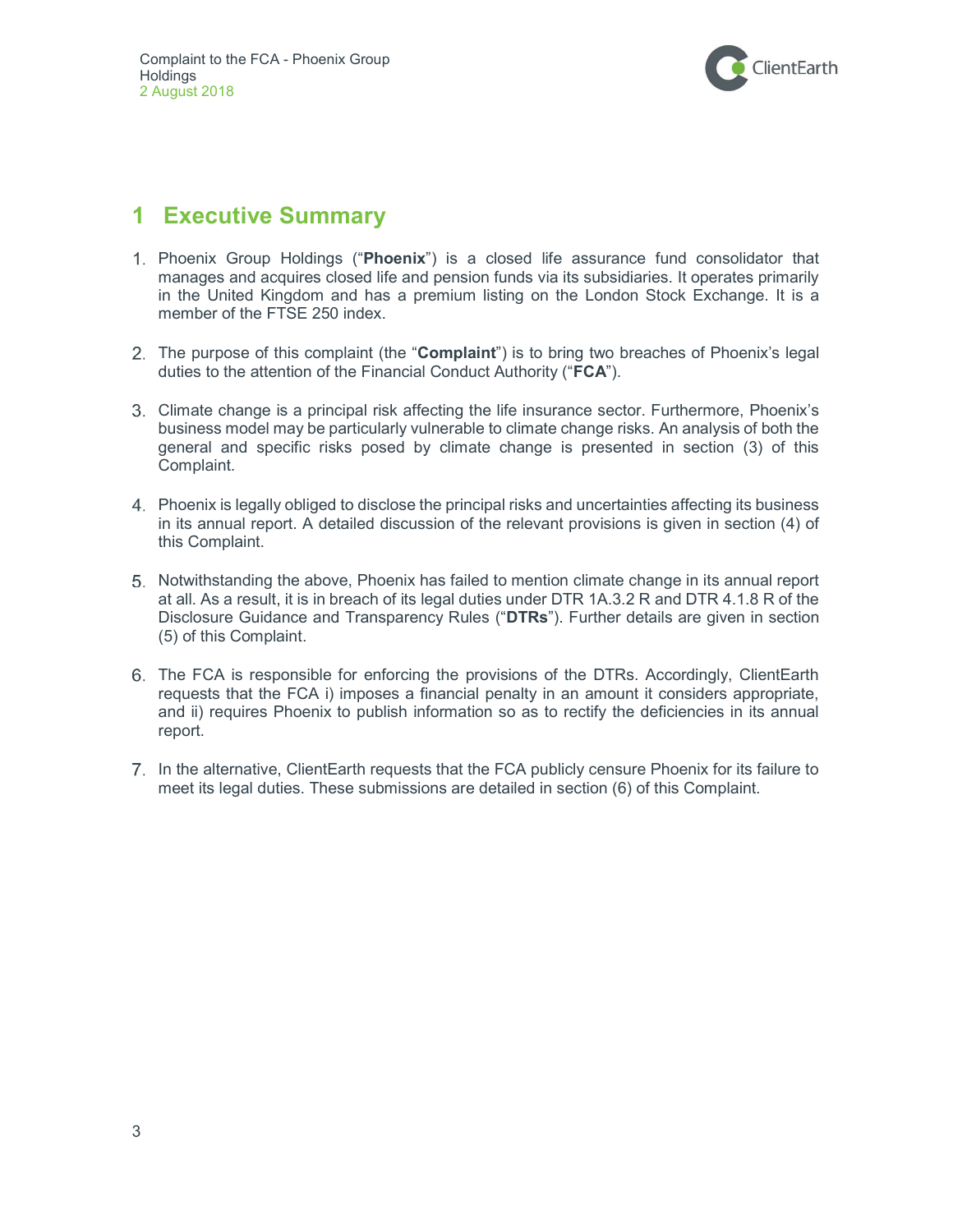# 1 Executive Summary

1. Phoenix Group Holdings ("**Phoenix**") is a closed life assurance fund consolidator that manages and acquires closed life and pension funds via its subsidiaries. It operates primarily in the United Kingdom and has a premium listing on the London Stock Exchange. It is a member of the FTSE 250 index.

2. The purpose of this complaint (the "**Complaint**") is to bring two breaches of Phoenix's legal duties to the attention of the Financial Conduct Authority ("**FCA**").

3. Climate change is a principal risk affecting the life insurance sector. Furthermore, Phoenix's business model may be particularly vulnerable to climate change risks. An analysis of both the general and specific risks posed by climate change is presented in section (3) of this Complaint.

4. Phoenix is legally obliged to disclose the principal risks and uncertainties affecting its business in its annual report. A detailed discussion of the relevant provisions is given in section (4) of this Complaint.

5. Notwithstanding the above, Phoenix has failed to mention climate change in its annual report at all. As a result, it is in breach of its legal duties under DTR 1A.3.2 R and DTR 4.1.8 R of the Disclosure Guidance and Transparency Rules ("**DTRs**"). Further details are given in section (5) of this Complaint.

6. The FCA is responsible for enforcing the provisions of the DTRs. Accordingly, ClientEarth requests that the FCA i) imposes a financial penalty in an amount it considers appropriate, and ii) requires Phoenix to publish information so as to rectify the deficiencies in its annual report.

7. In the alternative, ClientEarth requests that the FCA publicly censure Phoenix for its failure to meet its legal duties. These submissions are detailed in section (6) of this Complaint.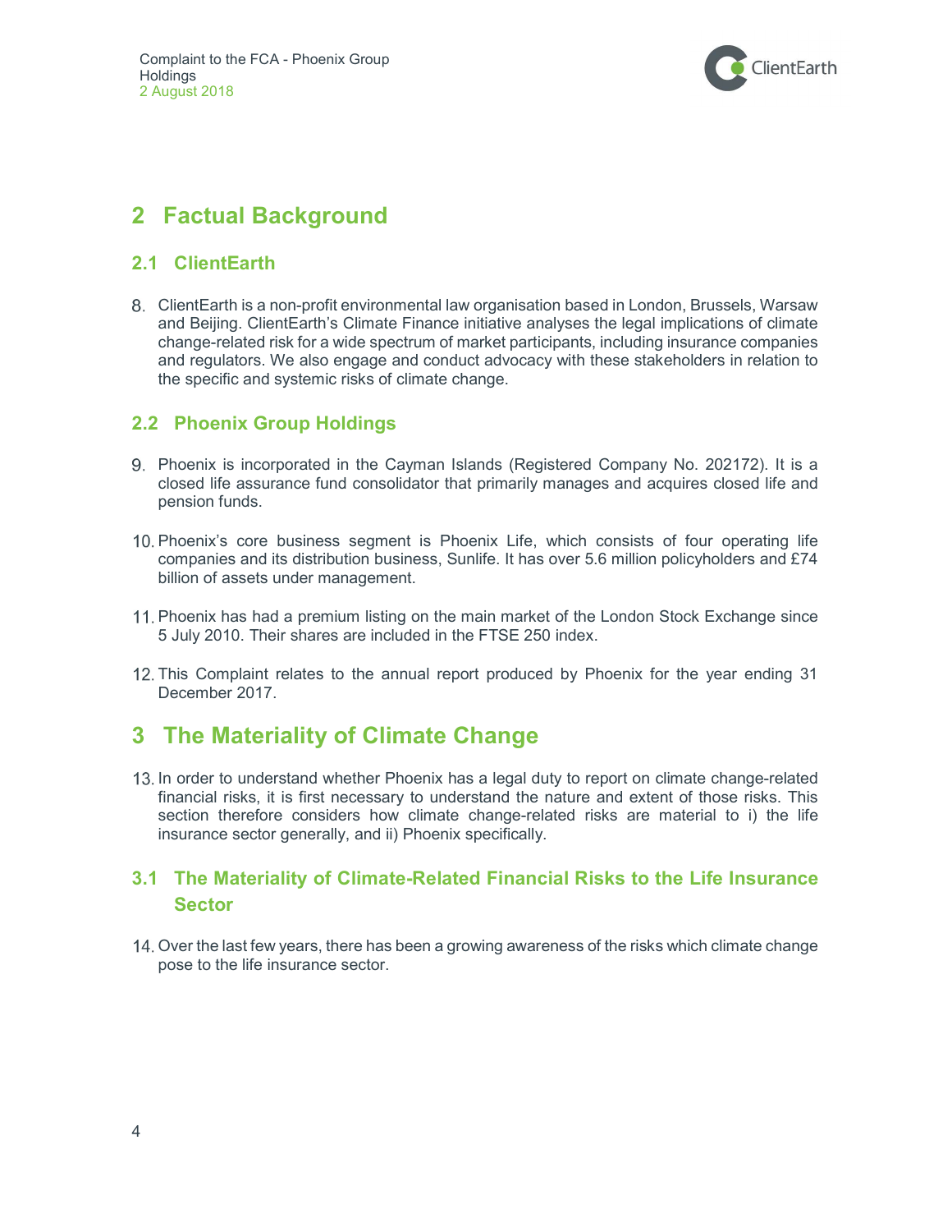## 2 Factual Background

### 2.1 ClientEarth

8. ClientEarth is a non-profit environmental law organisation based in London, Brussels, Warsaw and Beijing. ClientEarth's Climate Finance initiative analyses the legal implications of climate change-related risk for a wide spectrum of market participants, including insurance companies and regulators. We also engage and conduct advocacy with these stakeholders in relation to the specific and systemic risks of climate change.

### 2.2 Phoenix Group Holdings

9. Phoenix is incorporated in the Cayman Islands (Registered Company No. 202172). It is a closed life assurance fund consolidator that primarily manages and acquires closed life and pension funds.

10. Phoenix's core business segment is Phoenix Life, which consists of four operating life companies and its distribution business, Sunlife. It has over 5.6 million policyholders and £74 billion of assets under management.

11. Phoenix has had a premium listing on the main market of the London Stock Exchange since 5 July 2010. Their shares are included in the FTSE 250 index.

12. This Complaint relates to the annual report produced by Phoenix for the year ending 31 December 2017.

## 3 The Materiality of Climate Change

13. In order to understand whether Phoenix has a legal duty to report on climate change-related financial risks, it is first necessary to understand the nature and extent of those risks. This section therefore considers how climate change-related risks are material to i) the life insurance sector generally, and ii) Phoenix specifically.

### 3.1 The Materiality of Climate-Related Financial Risks to the Life Insurance Sector

14. Over the last few years, there has been a growing awareness of the risks which climate change pose to the life insurance sector.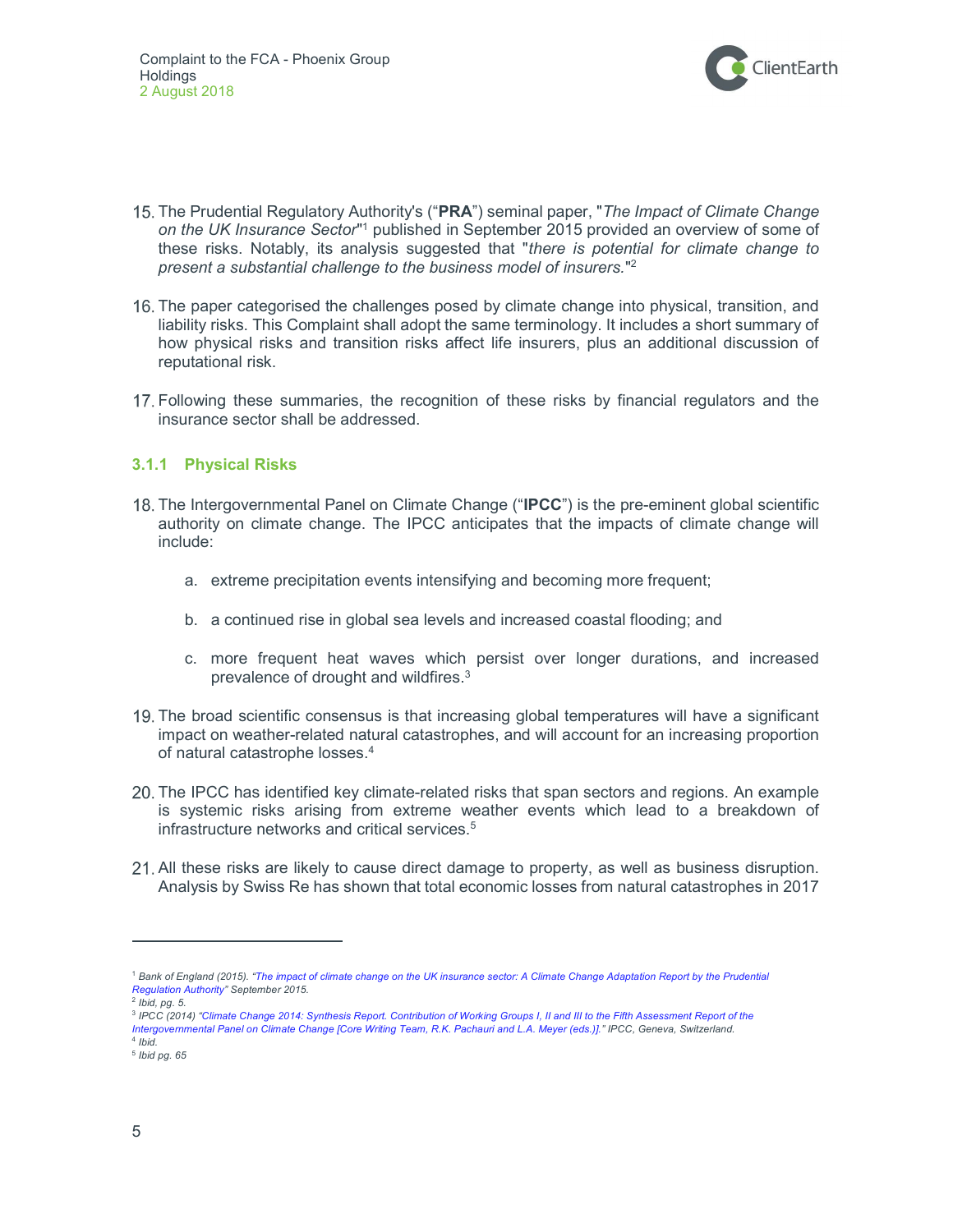15. The Prudential Regulatory Authority's ("**PRA**") seminal paper, "*The Impact of Climate Change on the UK Insurance Sector*"[1] published in September 2015 provided an overview of some of these risks. Notably, its analysis suggested that "*there is potential for climate change to present a substantial challenge to the business model of insurers.*"[2]

16. The paper categorised the challenges posed by climate change into physical, transition, and liability risks. This Complaint shall adopt the same terminology. It includes a short summary of how physical risks and transition risks affect life insurers, plus an additional discussion of reputational risk.

17. Following these summaries, the recognition of these risks by financial regulators and the insurance sector shall be addressed.

### 3.1.1 Physical Risks

18. The Intergovernmental Panel on Climate Change ("**IPCC**") is the pre-eminent global scientific authority on climate change. The IPCC anticipates that the impacts of climate change will include:

    a. extreme precipitation events intensifying and becoming more frequent;

    b. a continued rise in global sea levels and increased coastal flooding; and

    c. more frequent heat waves which persist over longer durations, and increased prevalence of drought and wildfires.[3]

19. The broad scientific consensus is that increasing global temperatures will have a significant impact on weather-related natural catastrophes, and will account for an increasing proportion of natural catastrophe losses.[4]

20. The IPCC has identified key climate-related risks that span sectors and regions. An example is systemic risks arising from extreme weather events which lead to a breakdown of infrastructure networks and critical services.[5]

21. All these risks are likely to cause direct damage to property, as well as business disruption. Analysis by Swiss Re has shown that total economic losses from natural catastrophes in 2017

---

[1] *Bank of England (2015). "The impact of climate change on the UK insurance sector: A Climate Change Adaptation Report by the Prudential Regulation Authority" September 2015.*

[2] *Ibid, pg. 5.*

[3] *IPCC (2014) "Climate Change 2014: Synthesis Report. Contribution of Working Groups I, II and III to the Fifth Assessment Report of the Intergovernmental Panel on Climate Change [Core Writing Team, R.K. Pachauri and L.A. Meyer (eds.)]." IPCC, Geneva, Switzerland.*

[4] *Ibid.*

[5] *Ibid pg. 65*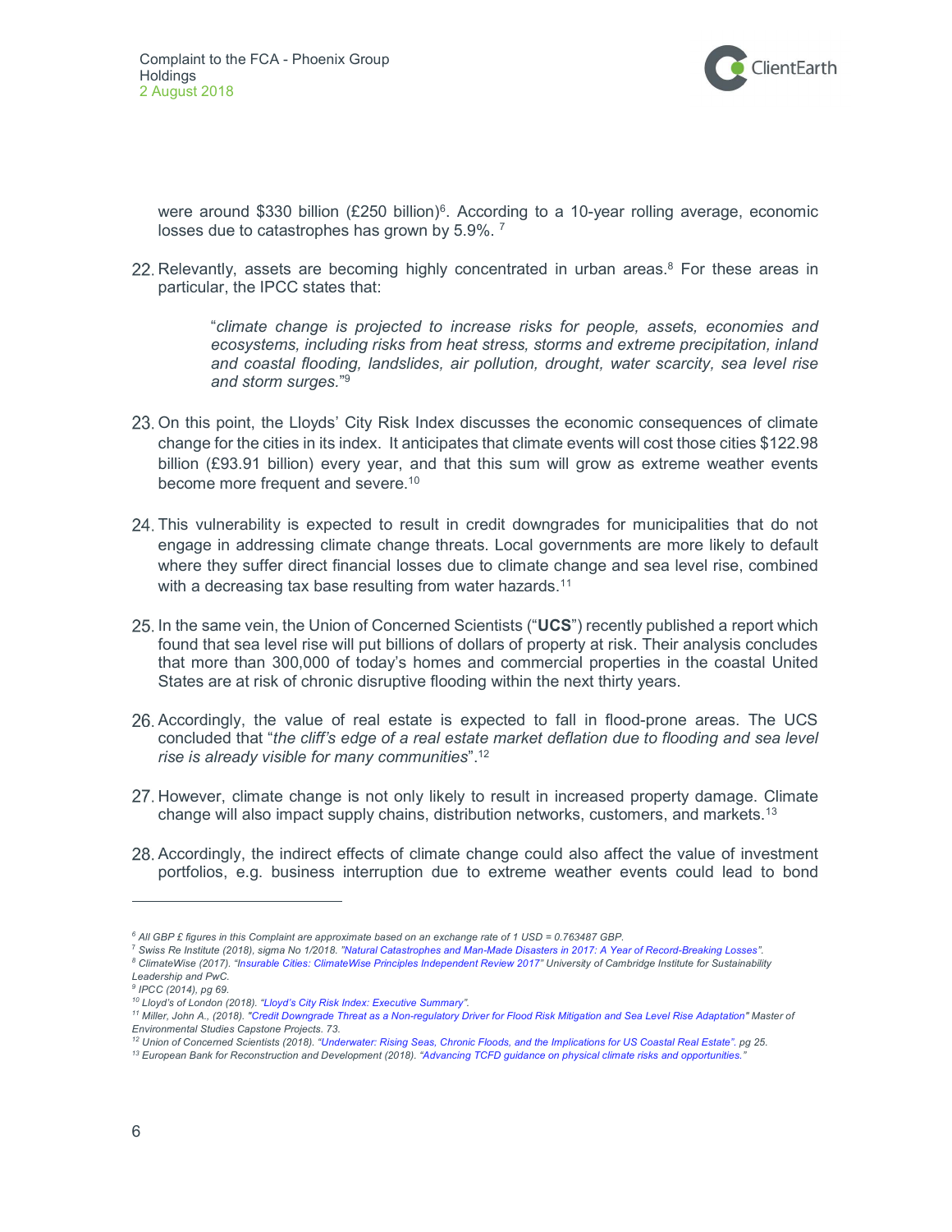were around $330 billion (£250 billion)[6]. According to a 10-year rolling average, economic losses due to catastrophes has grown by 5.9%. [7]

22. Relevantly, assets are becoming highly concentrated in urban areas.[8] For these areas in particular, the IPCC states that:

> "*climate change is projected to increase risks for people, assets, economies and ecosystems, including risks from heat stress, storms and extreme precipitation, inland and coastal flooding, landslides, air pollution, drought, water scarcity, sea level rise and storm surges.*"[9]

23. On this point, the Lloyds' City Risk Index discusses the economic consequences of climate change for the cities in its index. It anticipates that climate events will cost those cities $122.98 billion (£93.91 billion) every year, and that this sum will grow as extreme weather events become more frequent and severe.[10]

24. This vulnerability is expected to result in credit downgrades for municipalities that do not engage in addressing climate change threats. Local governments are more likely to default where they suffer direct financial losses due to climate change and sea level rise, combined with a decreasing tax base resulting from water hazards.[11]

25. In the same vein, the Union of Concerned Scientists ("**UCS**") recently published a report which found that sea level rise will put billions of dollars of property at risk. Their analysis concludes that more than 300,000 of today's homes and commercial properties in the coastal United States are at risk of chronic disruptive flooding within the next thirty years.

26. Accordingly, the value of real estate is expected to fall in flood-prone areas. The UCS concluded that "*the cliff's edge of a real estate market deflation due to flooding and sea level rise is already visible for many communities*".[12]

27. However, climate change is not only likely to result in increased property damage. Climate change will also impact supply chains, distribution networks, customers, and markets.[13]

28. Accordingly, the indirect effects of climate change could also affect the value of investment portfolios, e.g. business interruption due to extreme weather events could lead to bond

---

[6] *All GBP £ figures in this Complaint are approximate based on an exchange rate of 1 USD = 0.763487 GBP.*

[7] *Swiss Re Institute (2018), sigma No 1/2018. "Natural Catastrophes and Man-Made Disasters in 2017: A Year of Record-Breaking Losses".*

[8] *ClimateWise (2017). "Insurable Cities: ClimateWise Principles Independent Review 2017" University of Cambridge Institute for Sustainability Leadership and PwC.*

[9] *IPCC (2014), pg 69.*

[10] *Lloyd's of London (2018). "Lloyd's City Risk Index: Executive Summary".*

[11] *Miller, John A., (2018). "Credit Downgrade Threat as a Non-regulatory Driver for Flood Risk Mitigation and Sea Level Rise Adaptation" Master of Environmental Studies Capstone Projects. 73.*

[12] *Union of Concerned Scientists (2018). "Underwater: Rising Seas, Chronic Floods, and the Implications for US Coastal Real Estate". pg 25.*

[13] *European Bank for Reconstruction and Development (2018). "Advancing TCFD guidance on physical climate risks and opportunities."*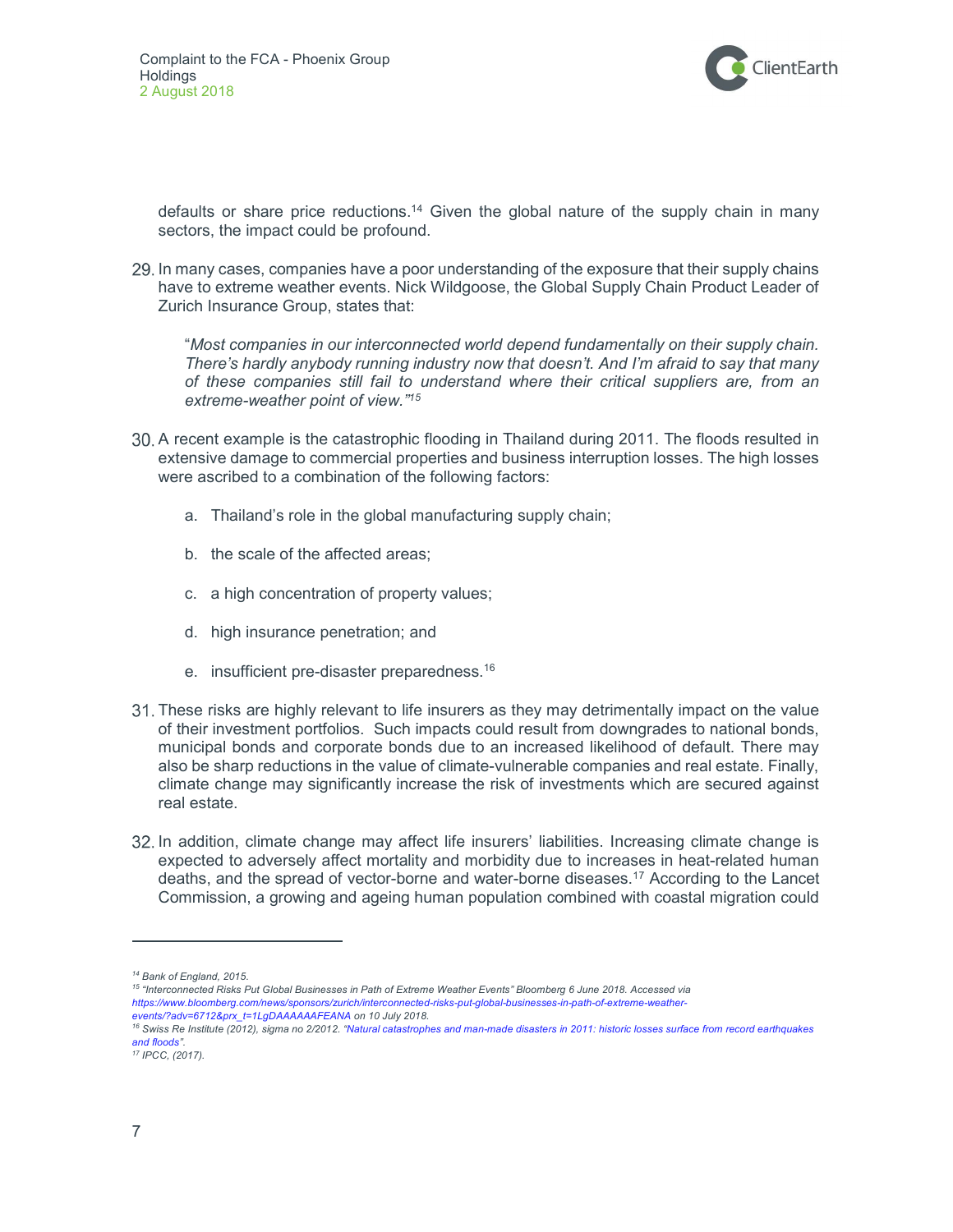defaults or share price reductions.[14] Given the global nature of the supply chain in many sectors, the impact could be profound.

29. In many cases, companies have a poor understanding of the exposure that their supply chains have to extreme weather events. Nick Wildgoose, the Global Supply Chain Product Leader of Zurich Insurance Group, states that:

    "*Most companies in our interconnected world depend fundamentally on their supply chain. There's hardly anybody running industry now that doesn't. And I'm afraid to say that many of these companies still fail to understand where their critical suppliers are, from an extreme-weather point of view.*"[15]

30. A recent example is the catastrophic flooding in Thailand during 2011. The floods resulted in extensive damage to commercial properties and business interruption losses. The high losses were ascribed to a combination of the following factors:

    a. Thailand's role in the global manufacturing supply chain;

    b. the scale of the affected areas;

    c. a high concentration of property values;

    d. high insurance penetration; and

    e. insufficient pre-disaster preparedness.[16]

31. These risks are highly relevant to life insurers as they may detrimentally impact on the value of their investment portfolios. Such impacts could result from downgrades to national bonds, municipal bonds and corporate bonds due to an increased likelihood of default. There may also be sharp reductions in the value of climate-vulnerable companies and real estate. Finally, climate change may significantly increase the risk of investments which are secured against real estate.

32. In addition, climate change may affect life insurers' liabilities. Increasing climate change is expected to adversely affect mortality and morbidity due to increases in heat-related human deaths, and the spread of vector-borne and water-borne diseases.[17] According to the Lancet Commission, a growing and ageing human population combined with coastal migration could

---

[14] *Bank of England, 2015.*

[15] *"Interconnected Risks Put Global Businesses in Path of Extreme Weather Events" Bloomberg 6 June 2018. Accessed via https://www.bloomberg.com/news/sponsors/zurich/interconnected-risks-put-global-businesses-in-path-of-extreme-weather-events/?adv=6712&prx_t=1LgDAAAAAAFEANA on 10 July 2018.*

[16] *Swiss Re Institute (2012), sigma no 2/2012. "Natural catastrophes and man-made disasters in 2011: historic losses surface from record earthquakes and floods".*

[17] *IPCC, (2017).*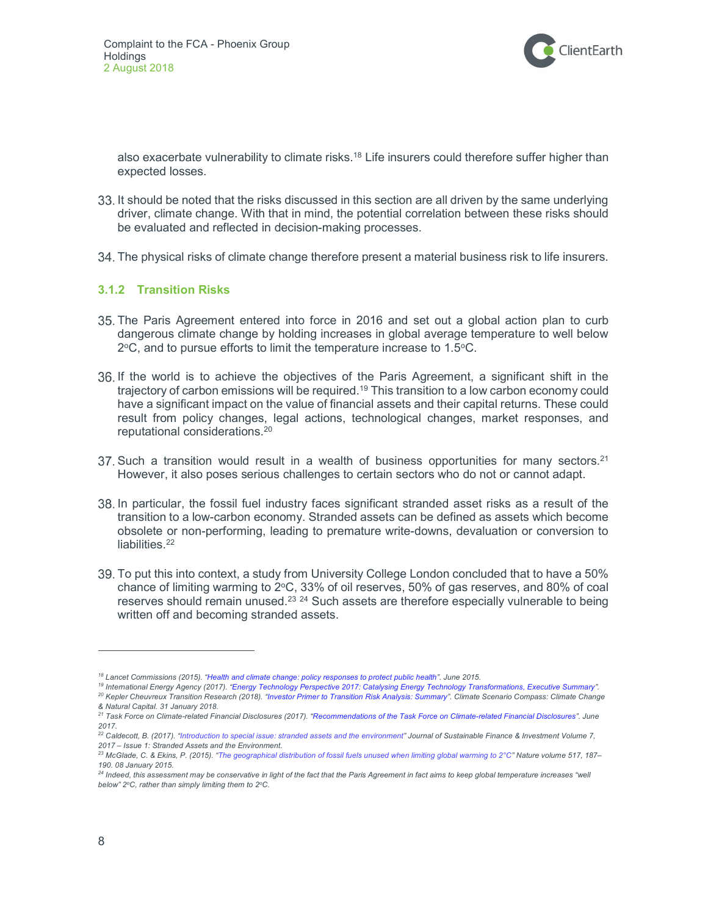also exacerbate vulnerability to climate risks.[18] Life insurers could therefore suffer higher than expected losses.

33. It should be noted that the risks discussed in this section are all driven by the same underlying driver, climate change. With that in mind, the potential correlation between these risks should be evaluated and reflected in decision-making processes.

34. The physical risks of climate change therefore present a material business risk to life insurers.

### 3.1.2 Transition Risks

35. The Paris Agreement entered into force in 2016 and set out a global action plan to curb dangerous climate change by holding increases in global average temperature to well below 2°C, and to pursue efforts to limit the temperature increase to 1.5°C.

36. If the world is to achieve the objectives of the Paris Agreement, a significant shift in the trajectory of carbon emissions will be required.[19] This transition to a low carbon economy could have a significant impact on the value of financial assets and their capital returns. These could result from policy changes, legal actions, technological changes, market responses, and reputational considerations.[20]

37. Such a transition would result in a wealth of business opportunities for many sectors.[21] However, it also poses serious challenges to certain sectors who do not or cannot adapt.

38. In particular, the fossil fuel industry faces significant stranded asset risks as a result of the transition to a low-carbon economy. Stranded assets can be defined as assets which become obsolete or non-performing, leading to premature write-downs, devaluation or conversion to liabilities.[22]

39. To put this into context, a study from University College London concluded that to have a 50% chance of limiting warming to 2°C, 33% of oil reserves, 50% of gas reserves, and 80% of coal reserves should remain unused.[23] [24] Such assets are therefore especially vulnerable to being written off and becoming stranded assets.

---

[18] *Lancet Commissions (2015). "Health and climate change: policy responses to protect public health". June 2015.*

[19] *International Energy Agency (2017). "Energy Technology Perspective 2017: Catalysing Energy Technology Transformations, Executive Summary".*

[20] *Kepler Cheuvreux Transition Research (2018). "Investor Primer to Transition Risk Analysis: Summary". Climate Scenario Compass: Climate Change & Natural Capital. 31 January 2018.*

[21] *Task Force on Climate-related Financial Disclosures (2017). "Recommendations of the Task Force on Climate-related Financial Disclosures". June 2017.*

[22] *Caldecott, B. (2017). "Introduction to special issue: stranded assets and the environment" Journal of Sustainable Finance & Investment Volume 7, 2017 – Issue 1: Stranded Assets and the Environment.*

[23] *McGlade, C. & Ekins, P. (2015). "The geographical distribution of fossil fuels unused when limiting global warming to 2°C" Nature volume 517, 187–190. 08 January 2015.*

[24] *Indeed, this assessment may be conservative in light of the fact that the Paris Agreement in fact aims to keep global temperature increases "well below" 2°C, rather than simply limiting them to 2°C.*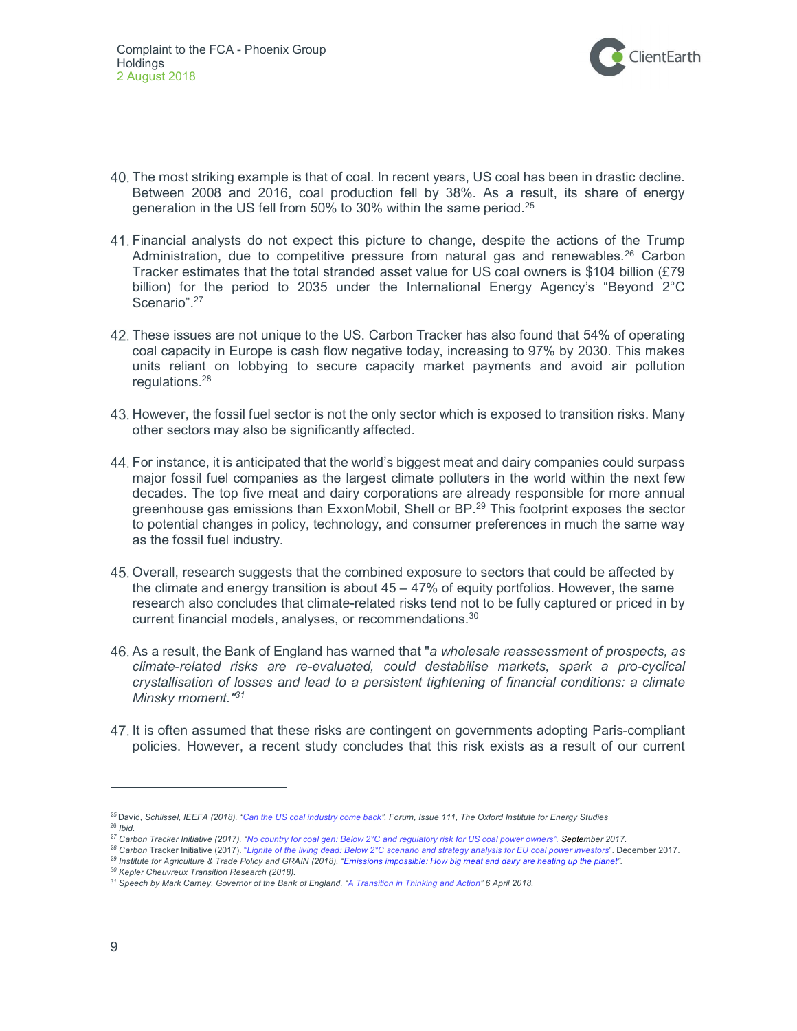40. The most striking example is that of coal. In recent years, US coal has been in drastic decline. Between 2008 and 2016, coal production fell by 38%. As a result, its share of energy generation in the US fell from 50% to 30% within the same period.[25]

41. Financial analysts do not expect this picture to change, despite the actions of the Trump Administration, due to competitive pressure from natural gas and renewables.[26] Carbon Tracker estimates that the total stranded asset value for US coal owners is $104 billion (£79 billion) for the period to 2035 under the International Energy Agency's "Beyond 2°C Scenario".[27]

42. These issues are not unique to the US. Carbon Tracker has also found that 54% of operating coal capacity in Europe is cash flow negative today, increasing to 97% by 2030. This makes units reliant on lobbying to secure capacity market payments and avoid air pollution regulations.[28]

43. However, the fossil fuel sector is not the only sector which is exposed to transition risks. Many other sectors may also be significantly affected.

44. For instance, it is anticipated that the world's biggest meat and dairy companies could surpass major fossil fuel companies as the largest climate polluters in the world within the next few decades. The top five meat and dairy corporations are already responsible for more annual greenhouse gas emissions than ExxonMobil, Shell or BP.[29] This footprint exposes the sector to potential changes in policy, technology, and consumer preferences in much the same way as the fossil fuel industry.

45. Overall, research suggests that the combined exposure to sectors that could be affected by the climate and energy transition is about 45 – 47% of equity portfolios. However, the same research also concludes that climate-related risks tend not to be fully captured or priced in by current financial models, analyses, or recommendations.[30]

46. As a result, the Bank of England has warned that "*a wholesale reassessment of prospects, as climate-related risks are re-evaluated, could destabilise markets, spark a pro-cyclical crystallisation of losses and lead to a persistent tightening of financial conditions: a climate Minsky moment.*"[31]

47. It is often assumed that these risks are contingent on governments adopting Paris-compliant policies. However, a recent study concludes that this risk exists as a result of our current

---

[25] David, *Schlissel, IEEFA (2018). "Can the US coal industry come back", Forum, Issue 111, The Oxford Institute for Energy Studies*

[26] *Ibid.*

[27] *Carbon Tracker Initiative (2017). "No country for coal gen: Below 2°C and regulatory risk for US coal power owners".* September 2017.

[28] Carbon Tracker Initiative (2017). "Lignite of the living dead: Below 2°C scenario and strategy analysis for EU coal power investors". December 2017.

[29] *Institute for Agriculture & Trade Policy and GRAIN (2018). "Emissions impossible: How big meat and dairy are heating up the planet".*

[30] *Kepler Cheuvreux Transition Research (2018).*

[31] *Speech by Mark Carney, Governor of the Bank of England. "A Transition in Thinking and Action" 6 April 2018.*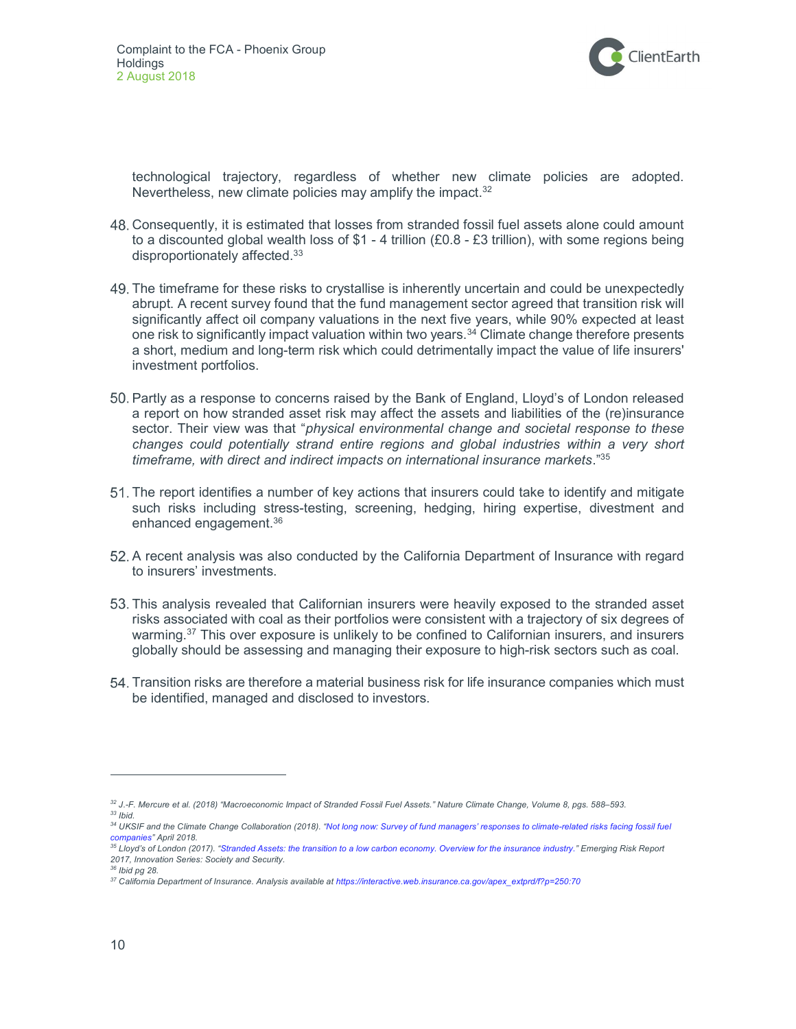technological trajectory, regardless of whether new climate policies are adopted. Nevertheless, new climate policies may amplify the impact.[32]

48. Consequently, it is estimated that losses from stranded fossil fuel assets alone could amount to a discounted global wealth loss of $1 - 4 trillion (£0.8 - £3 trillion), with some regions being disproportionately affected.[33]

49. The timeframe for these risks to crystallise is inherently uncertain and could be unexpectedly abrupt. A recent survey found that the fund management sector agreed that transition risk will significantly affect oil company valuations in the next five years, while 90% expected at least one risk to significantly impact valuation within two years.[34] Climate change therefore presents a short, medium and long-term risk which could detrimentally impact the value of life insurers' investment portfolios.

50. Partly as a response to concerns raised by the Bank of England, Lloyd's of London released a report on how stranded asset risk may affect the assets and liabilities of the (re)insurance sector. Their view was that "*physical environmental change and societal response to these changes could potentially strand entire regions and global industries within a very short timeframe, with direct and indirect impacts on international insurance markets*."[35]

51. The report identifies a number of key actions that insurers could take to identify and mitigate such risks including stress-testing, screening, hedging, hiring expertise, divestment and enhanced engagement.[36]

52. A recent analysis was also conducted by the California Department of Insurance with regard to insurers' investments.

53. This analysis revealed that Californian insurers were heavily exposed to the stranded asset risks associated with coal as their portfolios were consistent with a trajectory of six degrees of warming.[37] This over exposure is unlikely to be confined to Californian insurers, and insurers globally should be assessing and managing their exposure to high-risk sectors such as coal.

54. Transition risks are therefore a material business risk for life insurance companies which must be identified, managed and disclosed to investors.

---

[32] *J.-F. Mercure et al. (2018) "Macroeconomic Impact of Stranded Fossil Fuel Assets." Nature Climate Change, Volume 8, pgs. 588–593.*

[33] *Ibid.*

[34] *UKSIF and the Climate Change Collaboration (2018). "Not long now: Survey of fund managers' responses to climate-related risks facing fossil fuel companies" April 2018.*

[35] *Lloyd's of London (2017). "Stranded Assets: the transition to a low carbon economy. Overview for the insurance industry." Emerging Risk Report 2017, Innovation Series: Society and Security.*

[36] *Ibid pg 28.*

[37] *California Department of Insurance. Analysis available at https://interactive.web.insurance.ca.gov/apex_extprd/f?p=250:70*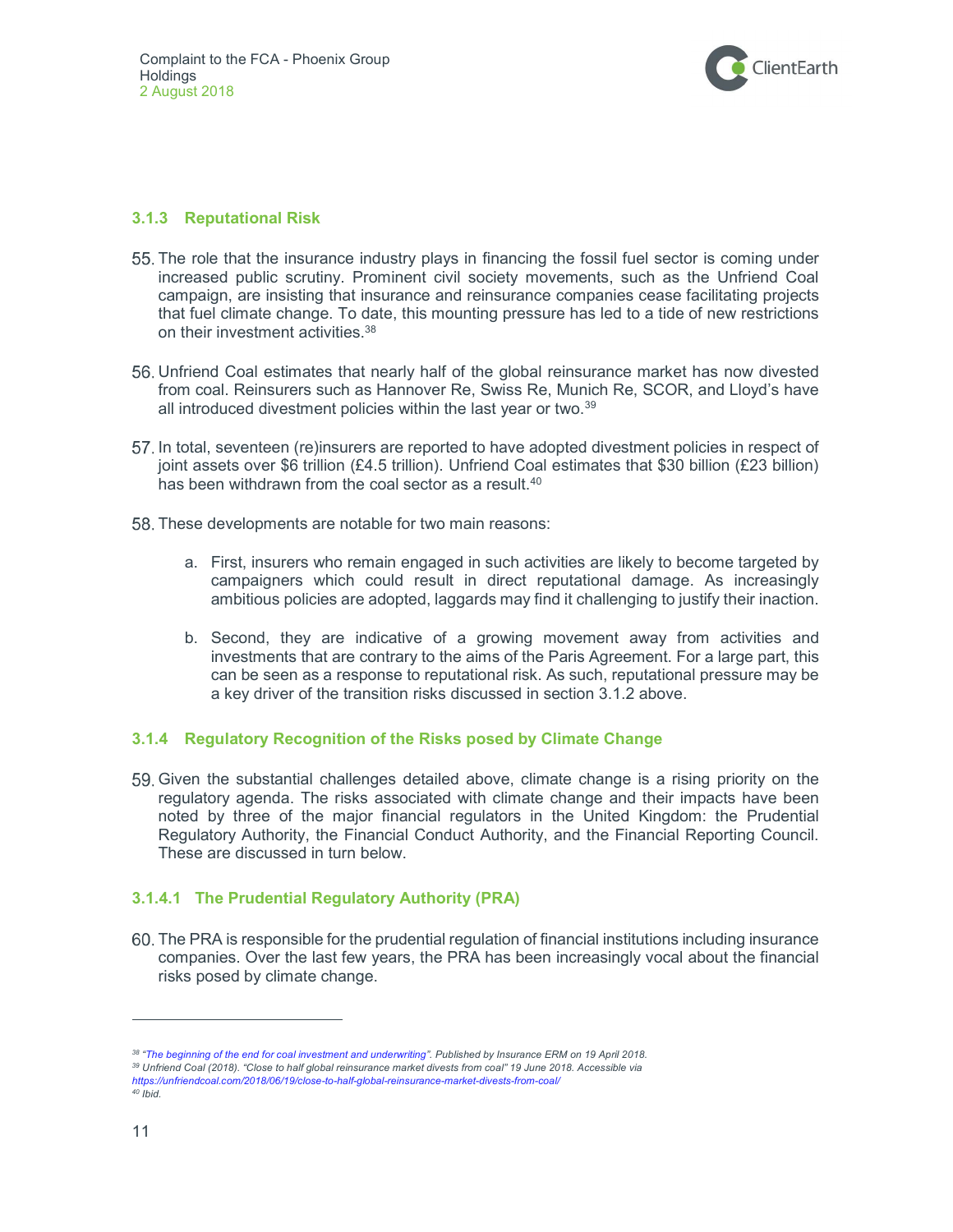### 3.1.3 Reputational Risk

55. The role that the insurance industry plays in financing the fossil fuel sector is coming under increased public scrutiny. Prominent civil society movements, such as the Unfriend Coal campaign, are insisting that insurance and reinsurance companies cease facilitating projects that fuel climate change. To date, this mounting pressure has led to a tide of new restrictions on their investment activities.[38]

56. Unfriend Coal estimates that nearly half of the global reinsurance market has now divested from coal. Reinsurers such as Hannover Re, Swiss Re, Munich Re, SCOR, and Lloyd's have all introduced divestment policies within the last year or two.[39]

57. In total, seventeen (re)insurers are reported to have adopted divestment policies in respect of joint assets over $6 trillion (£4.5 trillion). Unfriend Coal estimates that $30 billion (£23 billion) has been withdrawn from the coal sector as a result.[40]

58. These developments are notable for two main reasons:

    a. First, insurers who remain engaged in such activities are likely to become targeted by campaigners which could result in direct reputational damage. As increasingly ambitious policies are adopted, laggards may find it challenging to justify their inaction.

    b. Second, they are indicative of a growing movement away from activities and investments that are contrary to the aims of the Paris Agreement. For a large part, this can be seen as a response to reputational risk. As such, reputational pressure may be a key driver of the transition risks discussed in section 3.1.2 above.

### 3.1.4 Regulatory Recognition of the Risks posed by Climate Change

59. Given the substantial challenges detailed above, climate change is a rising priority on the regulatory agenda. The risks associated with climate change and their impacts have been noted by three of the major financial regulators in the United Kingdom: the Prudential Regulatory Authority, the Financial Conduct Authority, and the Financial Reporting Council. These are discussed in turn below.

#### 3.1.4.1 The Prudential Regulatory Authority (PRA)

60. The PRA is responsible for the prudential regulation of financial institutions including insurance companies. Over the last few years, the PRA has been increasingly vocal about the financial risks posed by climate change.

---

[38] *"The beginning of the end for coal investment and underwriting". Published by Insurance ERM on 19 April 2018.*

[39] *Unfriend Coal (2018). "Close to half global reinsurance market divests from coal" 19 June 2018. Accessible via https://unfriendcoal.com/2018/06/19/close-to-half-global-reinsurance-market-divests-from-coal/*

[40] *Ibid.*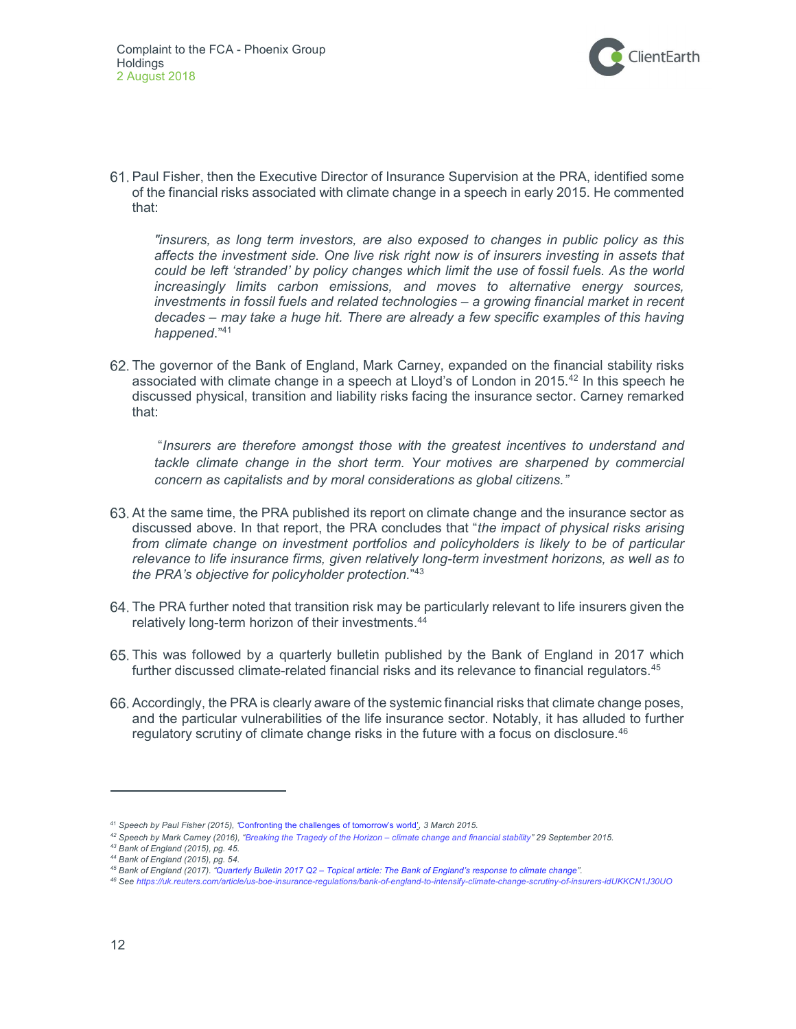61. Paul Fisher, then the Executive Director of Insurance Supervision at the PRA, identified some of the financial risks associated with climate change in a speech in early 2015. He commented that:

> *"insurers, as long term investors, are also exposed to changes in public policy as this affects the investment side. One live risk right now is of insurers investing in assets that could be left 'stranded' by policy changes which limit the use of fossil fuels. As the world increasingly limits carbon emissions, and moves to alternative energy sources, investments in fossil fuels and related technologies – a growing financial market in recent decades – may take a huge hit. There are already a few specific examples of this having happened*."[41]

62. The governor of the Bank of England, Mark Carney, expanded on the financial stability risks associated with climate change in a speech at Lloyd's of London in 2015.[42] In this speech he discussed physical, transition and liability risks facing the insurance sector. Carney remarked that:

> "*Insurers are therefore amongst those with the greatest incentives to understand and tackle climate change in the short term. Your motives are sharpened by commercial concern as capitalists and by moral considerations as global citizens."*

63. At the same time, the PRA published its report on climate change and the insurance sector as discussed above. In that report, the PRA concludes that "*the impact of physical risks arising from climate change on investment portfolios and policyholders is likely to be of particular relevance to life insurance firms, given relatively long-term investment horizons, as well as to the PRA's objective for policyholder protection*."[43]

64. The PRA further noted that transition risk may be particularly relevant to life insurers given the relatively long-term horizon of their investments.[44]

65. This was followed by a quarterly bulletin published by the Bank of England in 2017 which further discussed climate-related financial risks and its relevance to financial regulators.[45]

66. Accordingly, the PRA is clearly aware of the systemic financial risks that climate change poses, and the particular vulnerabilities of the life insurance sector. Notably, it has alluded to further regulatory scrutiny of climate change risks in the future with a focus on disclosure.[46]

---

[41] *Speech by Paul Fisher (2015), 'Confronting the challenges of tomorrow's world', 3 March 2015.*

[42] *Speech by Mark Carney (2016), "Breaking the Tragedy of the Horizon – climate change and financial stability" 29 September 2015.*

[43] *Bank of England (2015), pg. 45.*

[44] *Bank of England (2015), pg. 54.*

[45] *Bank of England (2017). "Quarterly Bulletin 2017 Q2 – Topical article: The Bank of England's response to climate change".*

[46] *See https://uk.reuters.com/article/us-boe-insurance-regulations/bank-of-england-to-intensify-climate-change-scrutiny-of-insurers-idUKKCN1J30UO*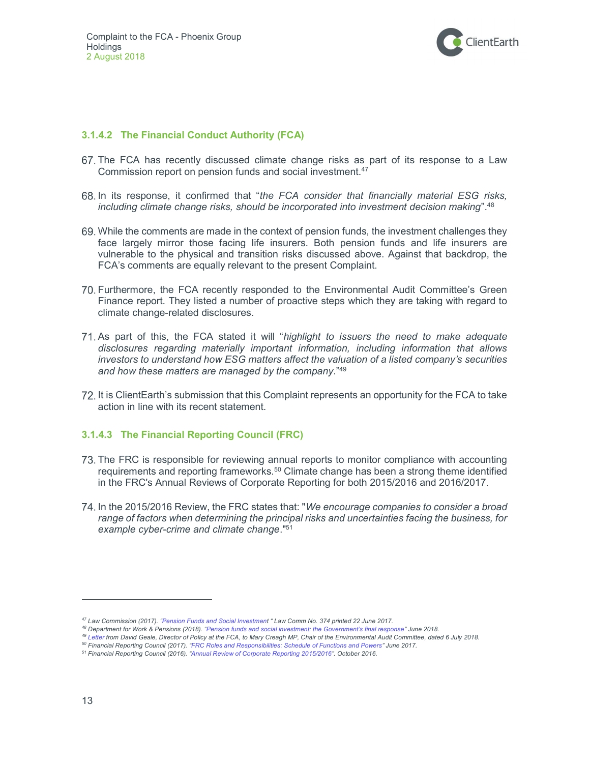#### 3.1.4.2 The Financial Conduct Authority (FCA)

67. The FCA has recently discussed climate change risks as part of its response to a Law Commission report on pension funds and social investment.[47]

68. In its response, it confirmed that "*the FCA consider that financially material ESG risks, including climate change risks, should be incorporated into investment decision making*".[48]

69. While the comments are made in the context of pension funds, the investment challenges they face largely mirror those facing life insurers. Both pension funds and life insurers are vulnerable to the physical and transition risks discussed above. Against that backdrop, the FCA's comments are equally relevant to the present Complaint.

70. Furthermore, the FCA recently responded to the Environmental Audit Committee's Green Finance report. They listed a number of proactive steps which they are taking with regard to climate change-related disclosures.

71. As part of this, the FCA stated it will "*highlight to issuers the need to make adequate disclosures regarding materially important information, including information that allows investors to understand how ESG matters affect the valuation of a listed company's securities and how these matters are managed by the company*."[49]

72. It is ClientEarth's submission that this Complaint represents an opportunity for the FCA to take action in line with its recent statement.

#### 3.1.4.3 The Financial Reporting Council (FRC)

73. The FRC is responsible for reviewing annual reports to monitor compliance with accounting requirements and reporting frameworks.[50] Climate change has been a strong theme identified in the FRC's Annual Reviews of Corporate Reporting for both 2015/2016 and 2016/2017.

74. In the 2015/2016 Review, the FRC states that: "*We encourage companies to consider a broad range of factors when determining the principal risks and uncertainties facing the business, for example cyber-crime and climate change*."[51]

---

[47] *Law Commission (2017). "Pension Funds and Social Investment " Law Comm No. 374 printed 22 June 2017.*
[48] *Department for Work & Pensions (2018). "Pension funds and social investment: the Government's final response" June 2018.*
[49] *Letter from David Geale, Director of Policy at the FCA, to Mary Creagh MP, Chair of the Environmental Audit Committee, dated 6 July 2018.*
[50] *Financial Reporting Council (2017). "FRC Roles and Responsibilities: Schedule of Functions and Powers" June 2017.*
[51] *Financial Reporting Council (2016). "Annual Review of Corporate Reporting 2015/2016". October 2016.*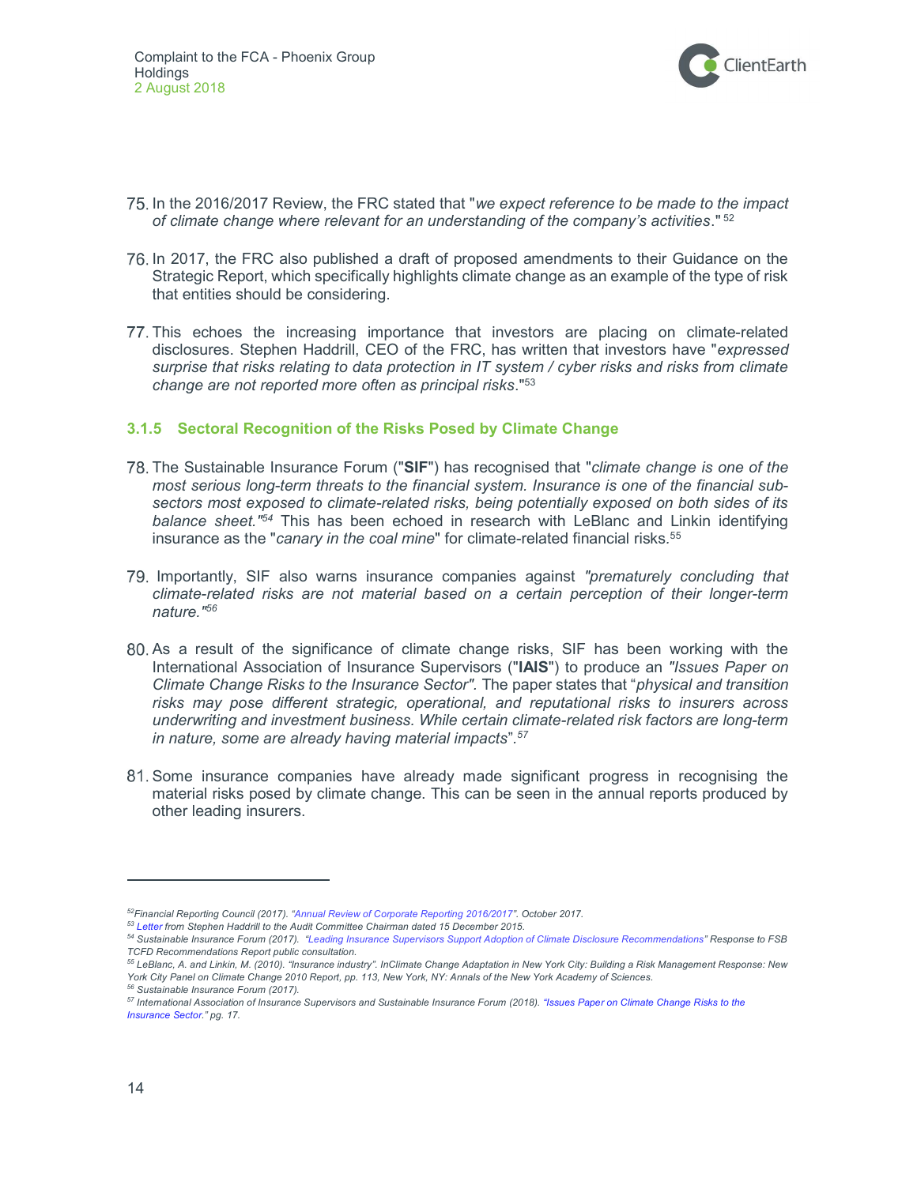75. In the 2016/2017 Review, the FRC stated that "*we expect reference to be made to the impact of climate change where relevant for an understanding of the company's activities*." [52]

76. In 2017, the FRC also published a draft of proposed amendments to their Guidance on the Strategic Report, which specifically highlights climate change as an example of the type of risk that entities should be considering.

77. This echoes the increasing importance that investors are placing on climate-related disclosures. Stephen Haddrill, CEO of the FRC, has written that investors have "*expressed surprise that risks relating to data protection in IT system / cyber risks and risks from climate change are not reported more often as principal risks*."[53]

### 3.1.5 Sectoral Recognition of the Risks Posed by Climate Change

78. The Sustainable Insurance Forum ("**SIF**") has recognised that "*climate change is one of the most serious long-term threats to the financial system. Insurance is one of the financial sub-sectors most exposed to climate-related risks, being potentially exposed on both sides of its balance sheet."*[54] This has been echoed in research with LeBlanc and Linkin identifying insurance as the "*canary in the coal mine*" for climate-related financial risks.[55]

79. Importantly, SIF also warns insurance companies against *"prematurely concluding that climate-related risks are not material based on a certain perception of their longer-term nature."*[56]

80. As a result of the significance of climate change risks, SIF has been working with the International Association of Insurance Supervisors ("**IAIS**") to produce an *"Issues Paper on Climate Change Risks to the Insurance Sector".* The paper states that "*physical and transition risks may pose different strategic, operational, and reputational risks to insurers across underwriting and investment business. While certain climate-related risk factors are long-term in nature, some are already having material impacts*".[57]

81. Some insurance companies have already made significant progress in recognising the material risks posed by climate change. This can be seen in the annual reports produced by other leading insurers.

---

[52] Financial Reporting Council (2017). "Annual Review of Corporate Reporting 2016/2017". October 2017.

[53] Letter from Stephen Haddrill to the Audit Committee Chairman dated 15 December 2015.

[54] Sustainable Insurance Forum (2017). "Leading Insurance Supervisors Support Adoption of Climate Disclosure Recommendations" Response to FSB TCFD Recommendations Report public consultation.

[55] LeBlanc, A. and Linkin, M. (2010). "Insurance industry". InClimate Change Adaptation in New York City: Building a Risk Management Response: New York City Panel on Climate Change 2010 Report, pp. 113, New York, NY: Annals of the New York Academy of Sciences.

[56] Sustainable Insurance Forum (2017).

[57] International Association of Insurance Supervisors and Sustainable Insurance Forum (2018). "Issues Paper on Climate Change Risks to the Insurance Sector." pg. 17.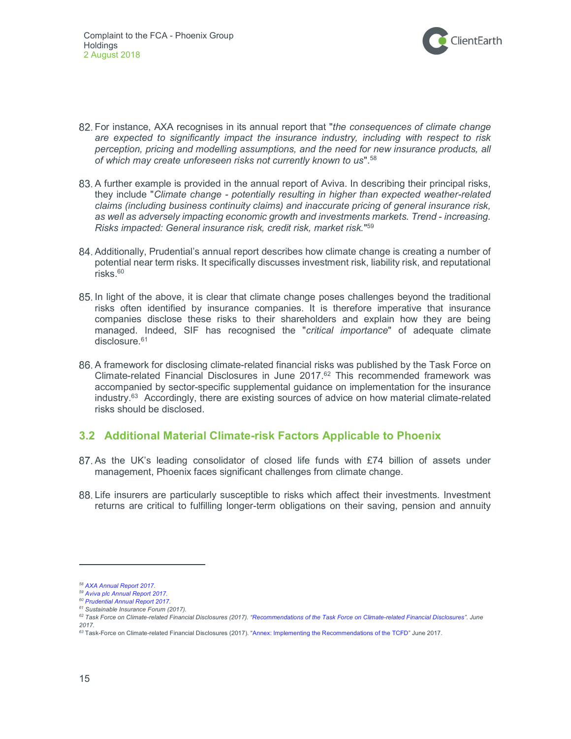82. For instance, AXA recognises in its annual report that "*the consequences of climate change are expected to significantly impact the insurance industry, including with respect to risk perception, pricing and modelling assumptions, and the need for new insurance products, all of which may create unforeseen risks not currently known to us*".[58]

83. A further example is provided in the annual report of Aviva. In describing their principal risks, they include "*Climate change - potentially resulting in higher than expected weather-related claims (including business continuity claims) and inaccurate pricing of general insurance risk, as well as adversely impacting economic growth and investments markets. Trend - increasing. Risks impacted: General insurance risk, credit risk, market risk.*"[59]

84. Additionally, Prudential's annual report describes how climate change is creating a number of potential near term risks. It specifically discusses investment risk, liability risk, and reputational risks.[60]

85. In light of the above, it is clear that climate change poses challenges beyond the traditional risks often identified by insurance companies. It is therefore imperative that insurance companies disclose these risks to their shareholders and explain how they are being managed. Indeed, SIF has recognised the "*critical importance*" of adequate climate disclosure.[61]

86. A framework for disclosing climate-related financial risks was published by the Task Force on Climate-related Financial Disclosures in June 2017.[62] This recommended framework was accompanied by sector-specific supplemental guidance on implementation for the insurance industry.[63] Accordingly, there are existing sources of advice on how material climate-related risks should be disclosed.

## 3.2 Additional Material Climate-risk Factors Applicable to Phoenix

87. As the UK's leading consolidator of closed life funds with £74 billion of assets under management, Phoenix faces significant challenges from climate change.

88. Life insurers are particularly susceptible to risks which affect their investments. Investment returns are critical to fulfilling longer-term obligations on their saving, pension and annuity

---

[58] *AXA Annual Report 2017.*

[59] *Aviva plc Annual Report 2017.*

[60] *Prudential Annual Report 2017.*

[61] *Sustainable Insurance Forum (2017).*

[62] *Task Force on Climate-related Financial Disclosures (2017). "Recommendations of the Task Force on Climate-related Financial Disclosures". June 2017.*

[63] Task-Force on Climate-related Financial Disclosures (2017). "Annex: Implementing the Recommendations of the TCFD" June 2017.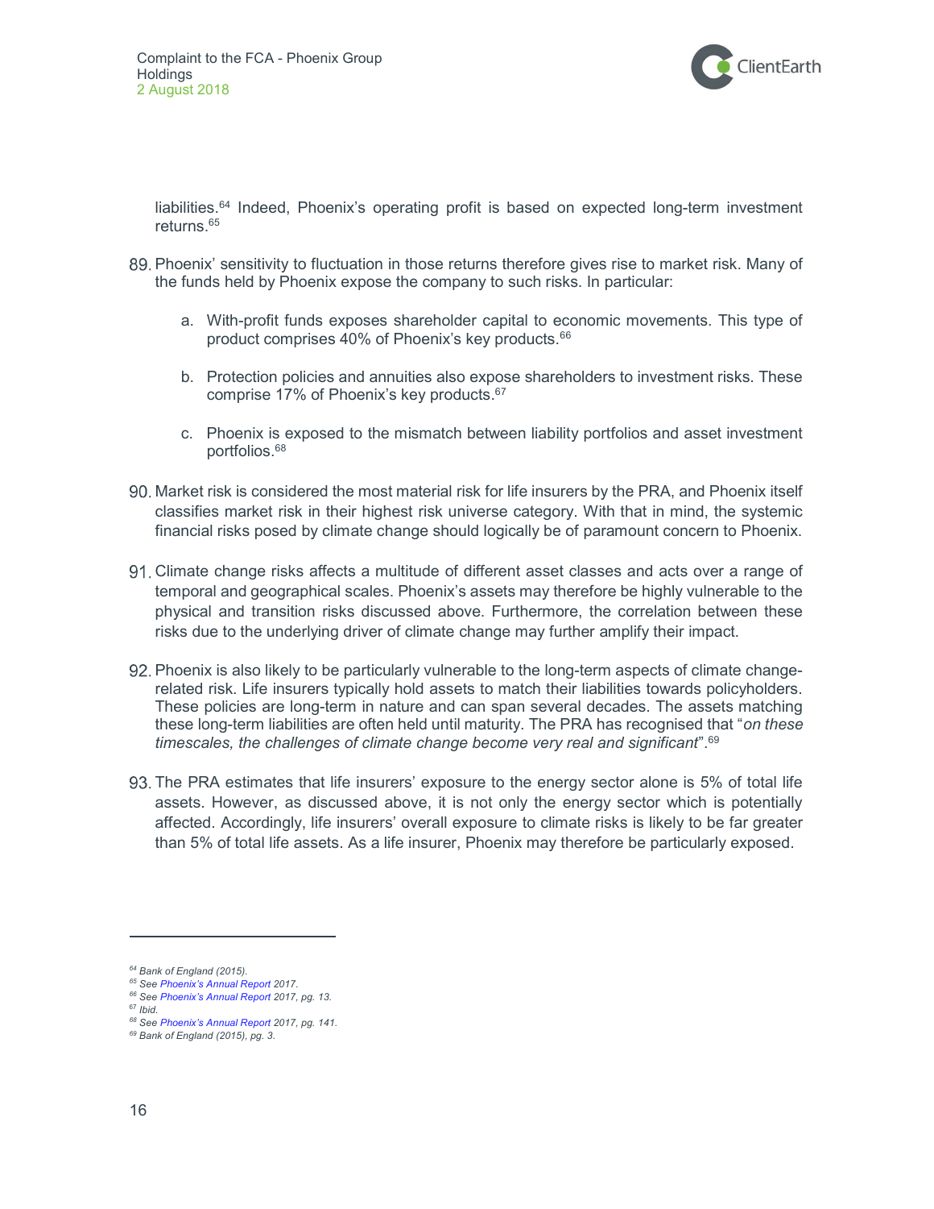liabilities.[64] Indeed, Phoenix's operating profit is based on expected long-term investment returns.[65]

89. Phoenix' sensitivity to fluctuation in those returns therefore gives rise to market risk. Many of the funds held by Phoenix expose the company to such risks. In particular:

    a. With-profit funds exposes shareholder capital to economic movements. This type of product comprises 40% of Phoenix's key products.[66]

    b. Protection policies and annuities also expose shareholders to investment risks. These comprise 17% of Phoenix's key products.[67]

    c. Phoenix is exposed to the mismatch between liability portfolios and asset investment portfolios.[68]

90. Market risk is considered the most material risk for life insurers by the PRA, and Phoenix itself classifies market risk in their highest risk universe category. With that in mind, the systemic financial risks posed by climate change should logically be of paramount concern to Phoenix.

91. Climate change risks affects a multitude of different asset classes and acts over a range of temporal and geographical scales. Phoenix's assets may therefore be highly vulnerable to the physical and transition risks discussed above. Furthermore, the correlation between these risks due to the underlying driver of climate change may further amplify their impact.

92. Phoenix is also likely to be particularly vulnerable to the long-term aspects of climate change-related risk. Life insurers typically hold assets to match their liabilities towards policyholders. These policies are long-term in nature and can span several decades. The assets matching these long-term liabilities are often held until maturity. The PRA has recognised that "*on these timescales, the challenges of climate change become very real and significant*".[69]

93. The PRA estimates that life insurers' exposure to the energy sector alone is 5% of total life assets. However, as discussed above, it is not only the energy sector which is potentially affected. Accordingly, life insurers' overall exposure to climate risks is likely to be far greater than 5% of total life assets. As a life insurer, Phoenix may therefore be particularly exposed.

---

[64] *Bank of England (2015).*
[65] *See Phoenix's Annual Report 2017.*
[66] *See Phoenix's Annual Report 2017, pg. 13.*
[67] *Ibid.*
[68] *See Phoenix's Annual Report 2017, pg. 141.*
[69] *Bank of England (2015), pg. 3.*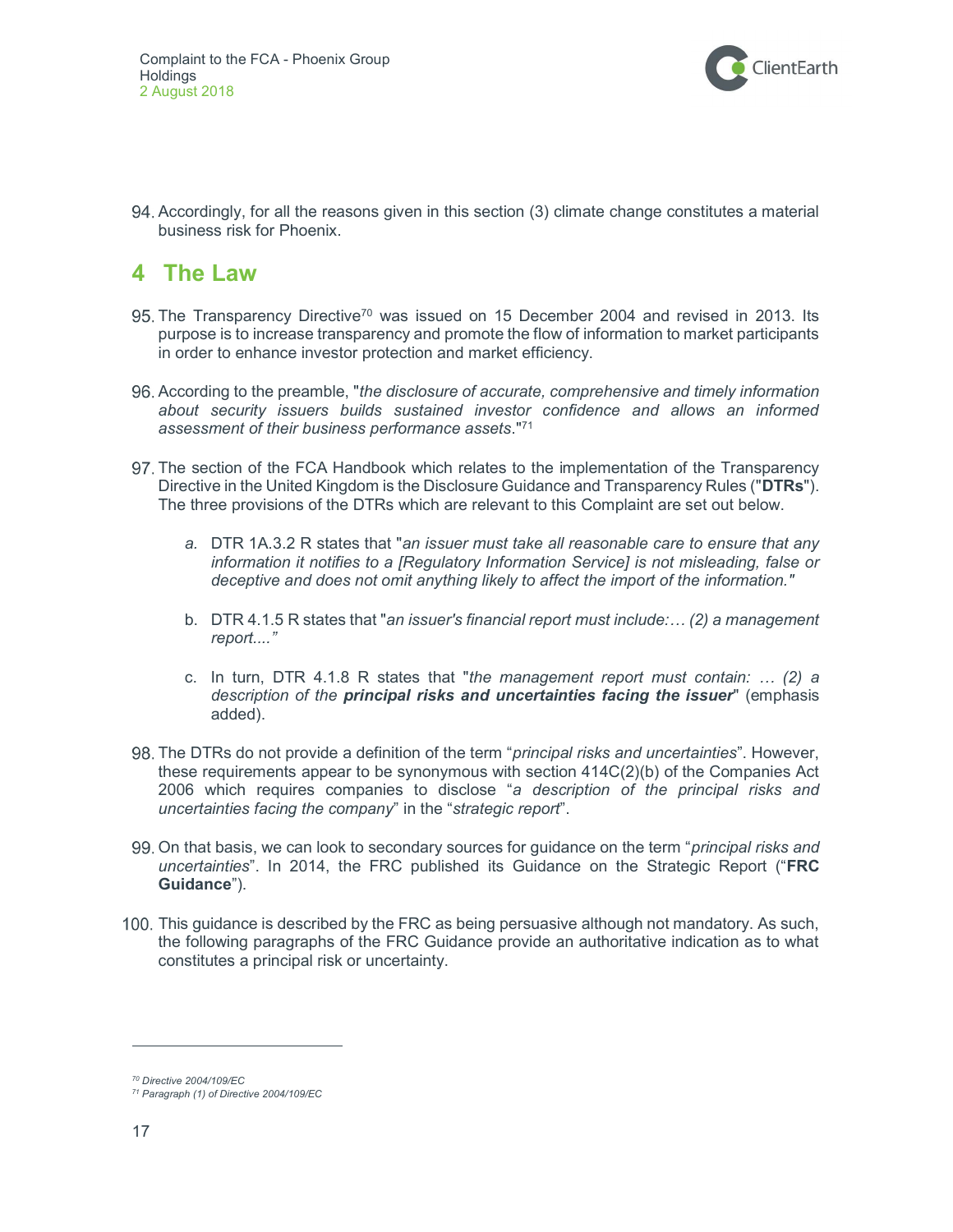94. Accordingly, for all the reasons given in this section (3) climate change constitutes a material business risk for Phoenix.

## 4 The Law

95. The Transparency Directive[70] was issued on 15 December 2004 and revised in 2013. Its purpose is to increase transparency and promote the flow of information to market participants in order to enhance investor protection and market efficiency.

96. According to the preamble, "*the disclosure of accurate, comprehensive and timely information about security issuers builds sustained investor confidence and allows an informed assessment of their business performance assets*."[71]

97. The section of the FCA Handbook which relates to the implementation of the Transparency Directive in the United Kingdom is the Disclosure Guidance and Transparency Rules ("**DTRs**"). The three provisions of the DTRs which are relevant to this Complaint are set out below.

    *a.* DTR 1A.3.2 R states that "*an issuer must take all reasonable care to ensure that any information it notifies to a [Regulatory Information Service] is not misleading, false or deceptive and does not omit anything likely to affect the import of the information."*

    b. DTR 4.1.5 R states that "*an issuer's financial report must include:… (2) a management report...."*

    c. In turn, DTR 4.1.8 R states that "*the management report must contain: … (2) a description of the* ***principal risks and uncertainties facing the issuer***" (emphasis added).

98. The DTRs do not provide a definition of the term "*principal risks and uncertainties*". However, these requirements appear to be synonymous with section 414C(2)(b) of the Companies Act 2006 which requires companies to disclose "*a description of the principal risks and uncertainties facing the company*" in the "*strategic report*".

99. On that basis, we can look to secondary sources for guidance on the term "*principal risks and uncertainties*". In 2014, the FRC published its Guidance on the Strategic Report ("**FRC Guidance**").

100. This guidance is described by the FRC as being persuasive although not mandatory. As such, the following paragraphs of the FRC Guidance provide an authoritative indication as to what constitutes a principal risk or uncertainty.

---

[70] *Directive 2004/109/EC*

[71] *Paragraph (1) of Directive 2004/109/EC*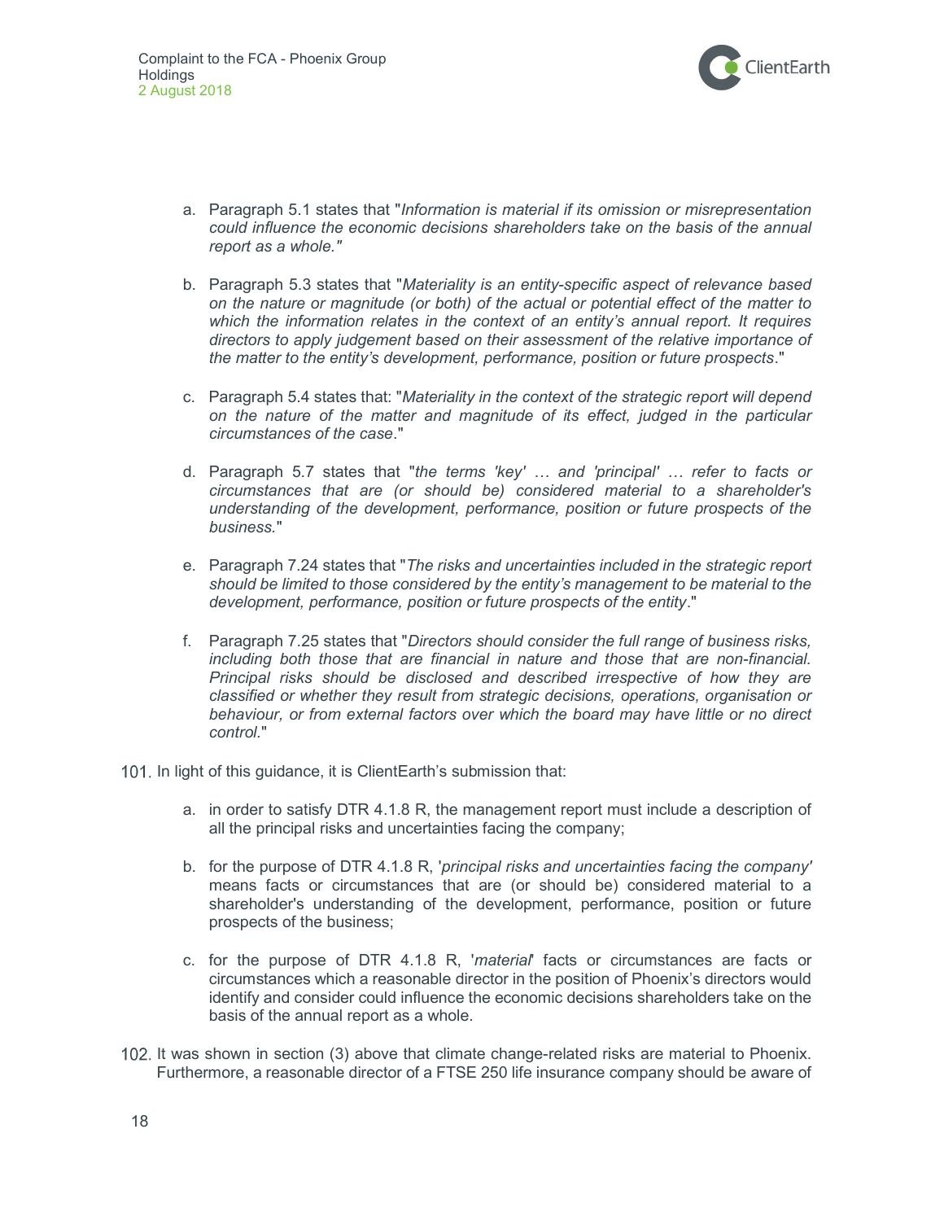a. Paragraph 5.1 states that "*Information is material if its omission or misrepresentation could influence the economic decisions shareholders take on the basis of the annual report as a whole."*

b. Paragraph 5.3 states that "*Materiality is an entity-specific aspect of relevance based on the nature or magnitude (or both) of the actual or potential effect of the matter to which the information relates in the context of an entity's annual report. It requires directors to apply judgement based on their assessment of the relative importance of the matter to the entity's development, performance, position or future prospects*."

c. Paragraph 5.4 states that: "*Materiality in the context of the strategic report will depend on the nature of the matter and magnitude of its effect, judged in the particular circumstances of the case*."

d. Paragraph 5.7 states that "*the terms 'key' … and 'principal' … refer to facts or circumstances that are (or should be) considered material to a shareholder's understanding of the development, performance, position or future prospects of the business.*"

e. Paragraph 7.24 states that "*The risks and uncertainties included in the strategic report should be limited to those considered by the entity's management to be material to the development, performance, position or future prospects of the entity*."

f. Paragraph 7.25 states that "*Directors should consider the full range of business risks, including both those that are financial in nature and those that are non-financial. Principal risks should be disclosed and described irrespective of how they are classified or whether they result from strategic decisions, operations, organisation or behaviour, or from external factors over which the board may have little or no direct control.*"

101. In light of this guidance, it is ClientEarth's submission that:

a. in order to satisfy DTR 4.1.8 R, the management report must include a description of all the principal risks and uncertainties facing the company;

b. for the purpose of DTR 4.1.8 R, '*principal risks and uncertainties facing the company*' means facts or circumstances that are (or should be) considered material to a shareholder's understanding of the development, performance, position or future prospects of the business;

c. for the purpose of DTR 4.1.8 R, '*material*' facts or circumstances are facts or circumstances which a reasonable director in the position of Phoenix's directors would identify and consider could influence the economic decisions shareholders take on the basis of the annual report as a whole.

102. It was shown in section (3) above that climate change-related risks are material to Phoenix. Furthermore, a reasonable director of a FTSE 250 life insurance company should be aware of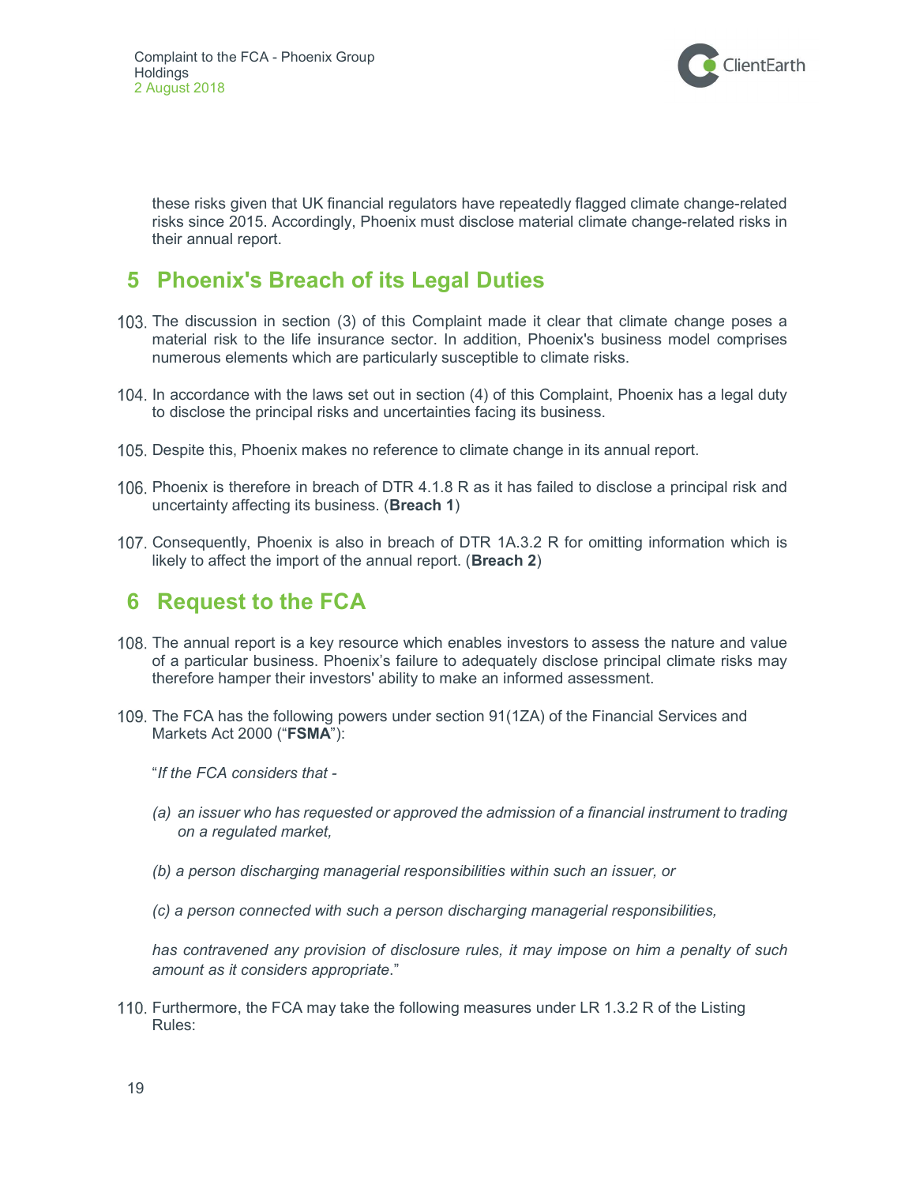these risks given that UK financial regulators have repeatedly flagged climate change-related risks since 2015. Accordingly, Phoenix must disclose material climate change-related risks in their annual report.

## 5 Phoenix's Breach of its Legal Duties

103. The discussion in section (3) of this Complaint made it clear that climate change poses a material risk to the life insurance sector. In addition, Phoenix's business model comprises numerous elements which are particularly susceptible to climate risks.

104. In accordance with the laws set out in section (4) of this Complaint, Phoenix has a legal duty to disclose the principal risks and uncertainties facing its business.

105. Despite this, Phoenix makes no reference to climate change in its annual report.

106. Phoenix is therefore in breach of DTR 4.1.8 R as it has failed to disclose a principal risk and uncertainty affecting its business. (**Breach 1**)

107. Consequently, Phoenix is also in breach of DTR 1A.3.2 R for omitting information which is likely to affect the import of the annual report. (**Breach 2**)

## 6 Request to the FCA

108. The annual report is a key resource which enables investors to assess the nature and value of a particular business. Phoenix's failure to adequately disclose principal climate risks may therefore hamper their investors' ability to make an informed assessment.

109. The FCA has the following powers under section 91(1ZA) of the Financial Services and Markets Act 2000 ("**FSMA**"):

"*If the FCA considers that -*

*(a) an issuer who has requested or approved the admission of a financial instrument to trading on a regulated market,*

*(b) a person discharging managerial responsibilities within such an issuer, or*

*(c) a person connected with such a person discharging managerial responsibilities,*

*has contravened any provision of disclosure rules, it may impose on him a penalty of such amount as it considers appropriate*."

110. Furthermore, the FCA may take the following measures under LR 1.3.2 R of the Listing Rules: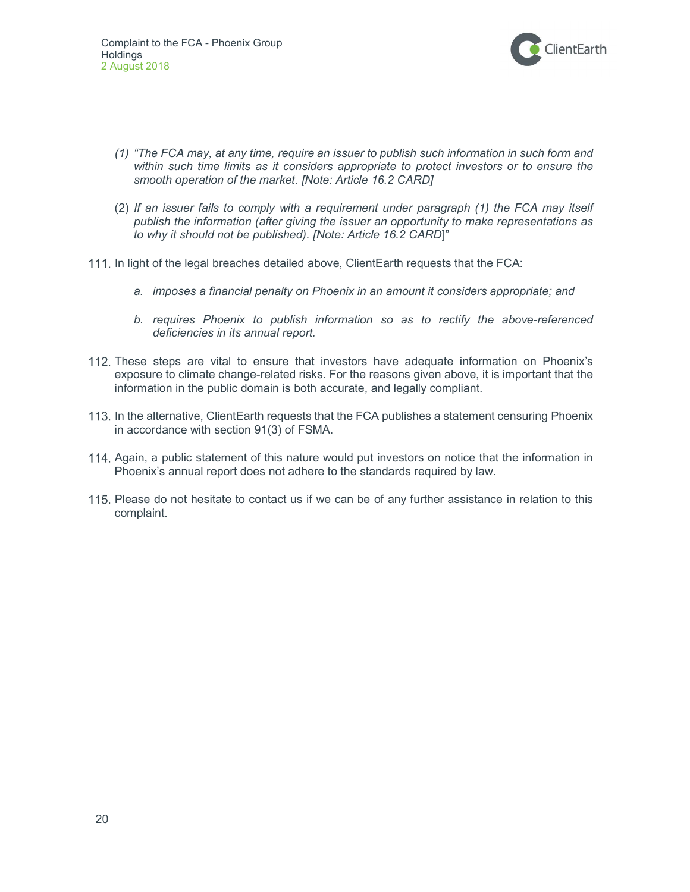> (1) *"The FCA may, at any time, require an issuer to publish such information in such form and within such time limits as it considers appropriate to protect investors or to ensure the smooth operation of the market. [Note: Article 16.2 CARD]*
>
> (2) *If an issuer fails to comply with a requirement under paragraph (1) the FCA may itself publish the information (after giving the issuer an opportunity to make representations as to why it should not be published). [Note: Article 16.2 CARD*]"

111. In light of the legal breaches detailed above, ClientEarth requests that the FCA:

    a. *imposes a financial penalty on Phoenix in an amount it considers appropriate; and*

    b. *requires Phoenix to publish information so as to rectify the above-referenced deficiencies in its annual report.*

112. These steps are vital to ensure that investors have adequate information on Phoenix's exposure to climate change-related risks. For the reasons given above, it is important that the information in the public domain is both accurate, and legally compliant.

113. In the alternative, ClientEarth requests that the FCA publishes a statement censuring Phoenix in accordance with section 91(3) of FSMA.

114. Again, a public statement of this nature would put investors on notice that the information in Phoenix's annual report does not adhere to the standards required by law.

115. Please do not hesitate to contact us if we can be of any further assistance in relation to this complaint.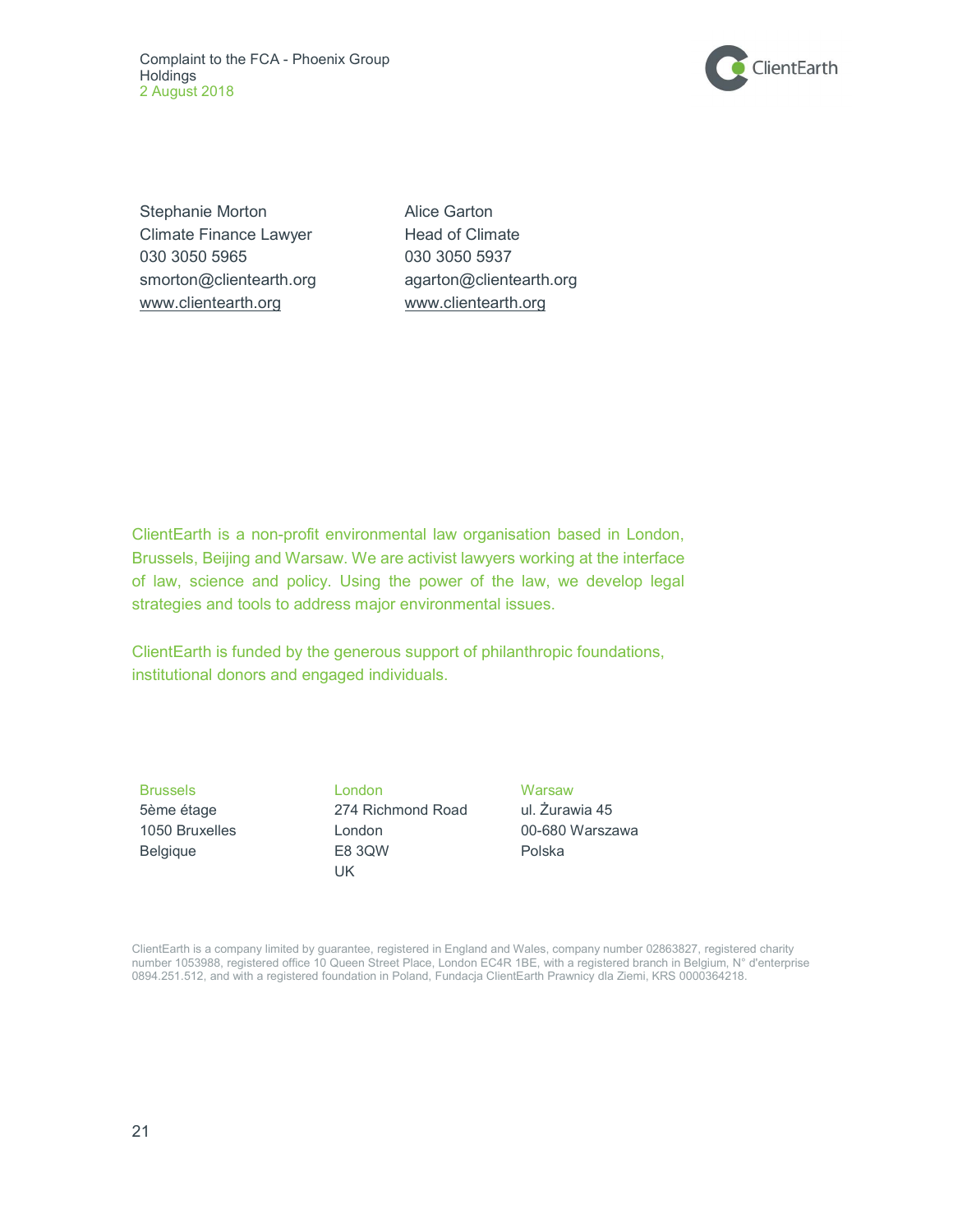Stephanie Morton
Climate Finance Lawyer
030 3050 5965
smorton@clientearth.org
www.clientearth.org

Alice Garton
Head of Climate
030 3050 5937
agarton@clientearth.org
www.clientearth.org

ClientEarth is a non-profit environmental law organisation based in London, Brussels, Beijing and Warsaw. We are activist lawyers working at the interface of law, science and policy. Using the power of the law, we develop legal strategies and tools to address major environmental issues.

ClientEarth is funded by the generous support of philanthropic foundations, institutional donors and engaged individuals.

Brussels
5ème étage
1050 Bruxelles
Belgique

London
274 Richmond Road
London
E8 3QW
UK

Warsaw
ul. Żurawia 45
00-680 Warszawa
Polska

ClientEarth is a company limited by guarantee, registered in England and Wales, company number 02863827, registered charity number 1053988, registered office 10 Queen Street Place, London EC4R 1BE, with a registered branch in Belgium, N° d'enterprise 0894.251.512, and with a registered foundation in Poland, Fundacja ClientEarth Prawnicy dla Ziemi, KRS 0000364218.